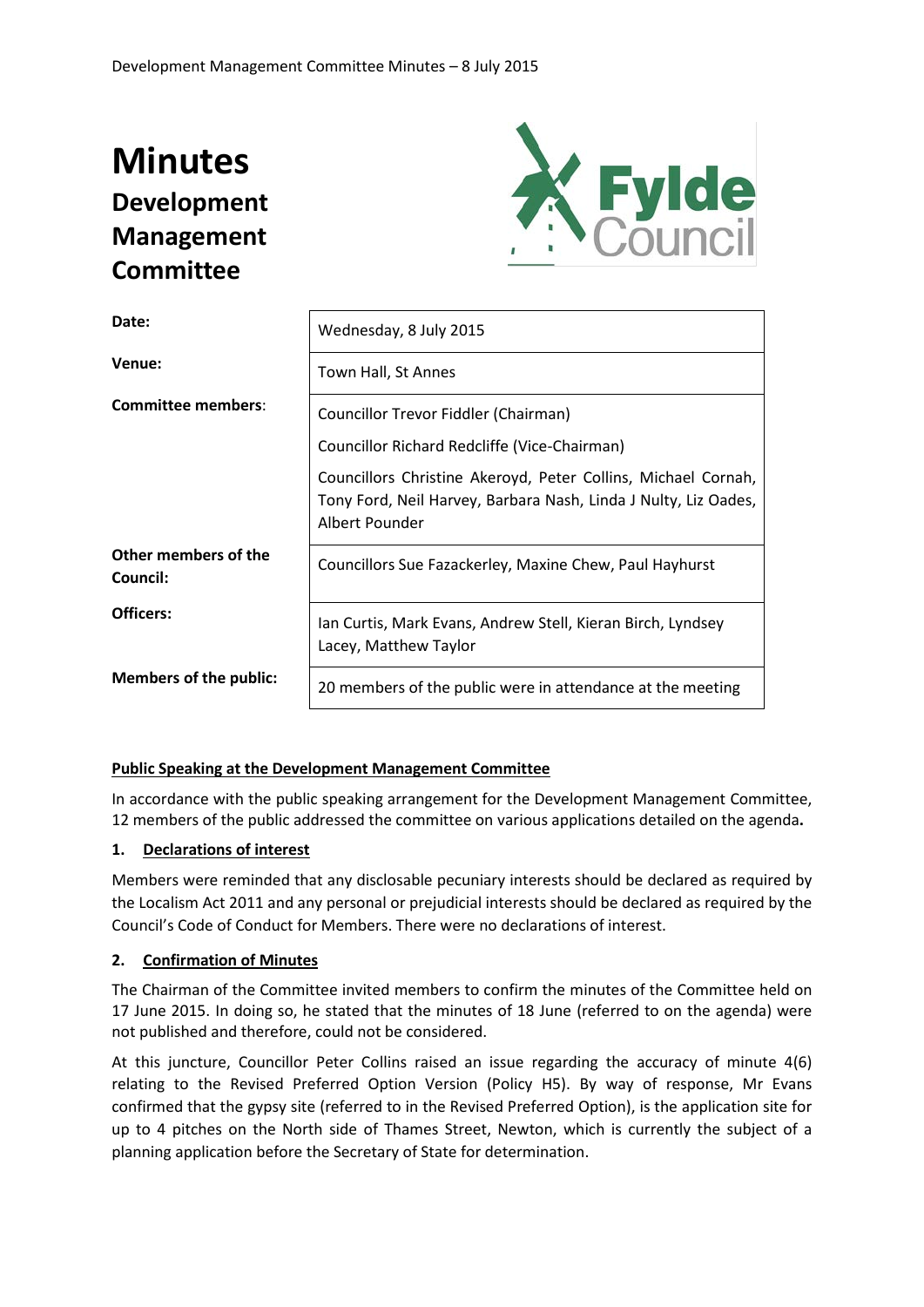# Minutes

## Development Management Committee

| | |
|---|---|
| **Date:** | Wednesday, 8 July 2015 |
| **Venue:** | Town Hall, St Annes |
| **Committee members:** | Councillor Trevor Fiddler (Chairman)<br>Councillor Richard Redcliffe (Vice-Chairman)<br>Councillors Christine Akeroyd, Peter Collins, Michael Cornah, Tony Ford, Neil Harvey, Barbara Nash, Linda J Nulty, Liz Oades, Albert Pounder |
| **Other members of the Council:** | Councillors Sue Fazackerley, Maxine Chew, Paul Hayhurst |
| **Officers:** | Ian Curtis, Mark Evans, Andrew Stell, Kieran Birch, Lyndsey Lacey, Matthew Taylor |
| **Members of the public:** | 20 members of the public were in attendance at the meeting |

**Public Speaking at the Development Management Committee**

In accordance with the public speaking arrangement for the Development Management Committee, 12 members of the public addressed the committee on various applications detailed on the agenda**.**

### 1. Declarations of interest

Members were reminded that any disclosable pecuniary interests should be declared as required by the Localism Act 2011 and any personal or prejudicial interests should be declared as required by the Council's Code of Conduct for Members. There were no declarations of interest.

### 2. Confirmation of Minutes

The Chairman of the Committee invited members to confirm the minutes of the Committee held on 17 June 2015. In doing so, he stated that the minutes of 18 June (referred to on the agenda) were not published and therefore, could not be considered.

At this juncture, Councillor Peter Collins raised an issue regarding the accuracy of minute 4(6) relating to the Revised Preferred Option Version (Policy H5). By way of response, Mr Evans confirmed that the gypsy site (referred to in the Revised Preferred Option), is the application site for up to 4 pitches on the North side of Thames Street, Newton, which is currently the subject of a planning application before the Secretary of State for determination.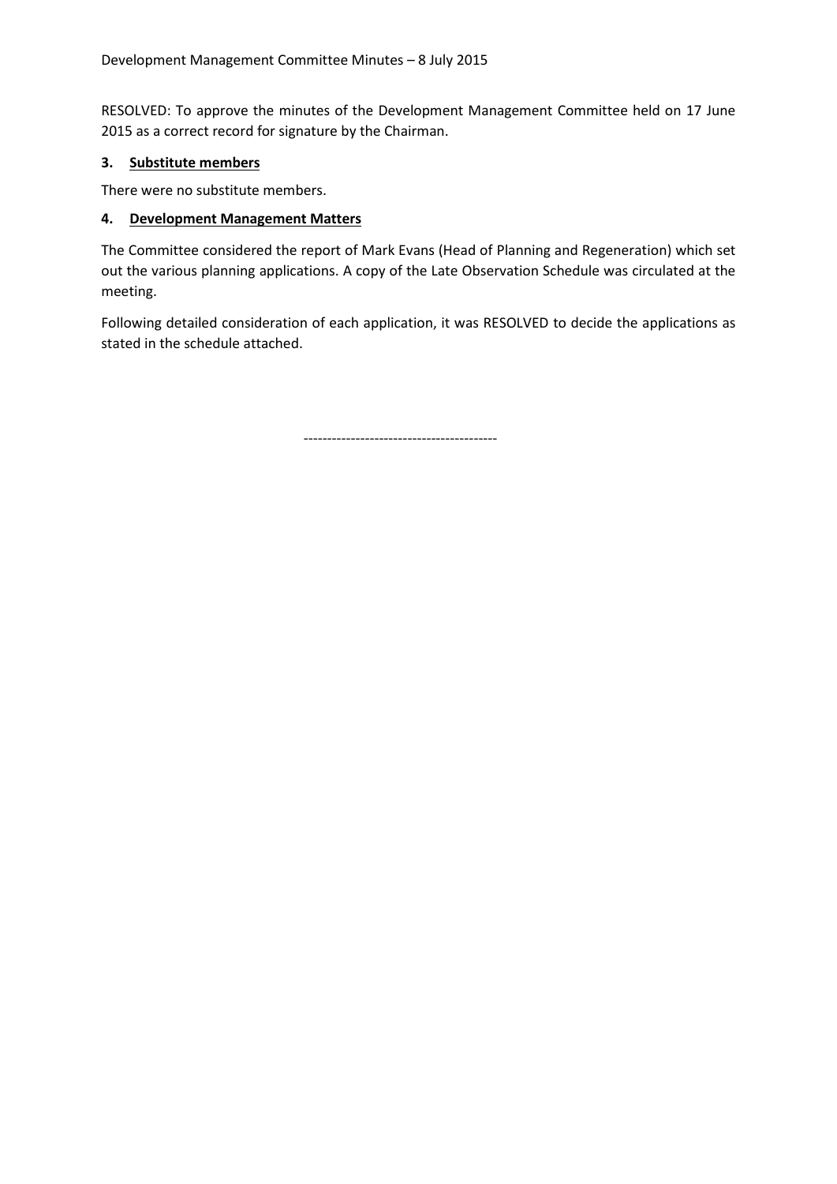RESOLVED: To approve the minutes of the Development Management Committee held on 17 June 2015 as a correct record for signature by the Chairman.

### 3. Substitute members

There were no substitute members.

### 4. Development Management Matters

The Committee considered the report of Mark Evans (Head of Planning and Regeneration) which set out the various planning applications. A copy of the Late Observation Schedule was circulated at the meeting.

Following detailed consideration of each application, it was RESOLVED to decide the applications as stated in the schedule attached.

----------------------------------------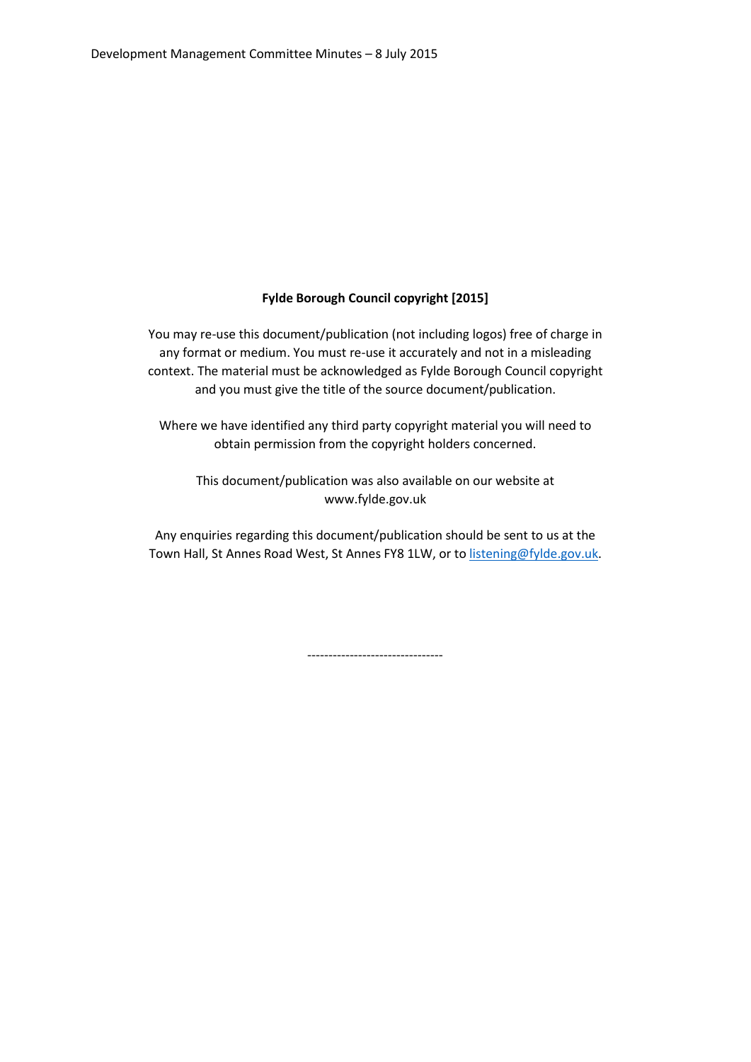**Fylde Borough Council copyright [2015]**

You may re-use this document/publication (not including logos) free of charge in any format or medium. You must re-use it accurately and not in a misleading context. The material must be acknowledged as Fylde Borough Council copyright and you must give the title of the source document/publication.

Where we have identified any third party copyright material you will need to obtain permission from the copyright holders concerned.

This document/publication was also available on our website at www.fylde.gov.uk

Any enquiries regarding this document/publication should be sent to us at the Town Hall, St Annes Road West, St Annes FY8 1LW, or to listening@fylde.gov.uk.

--------------------------------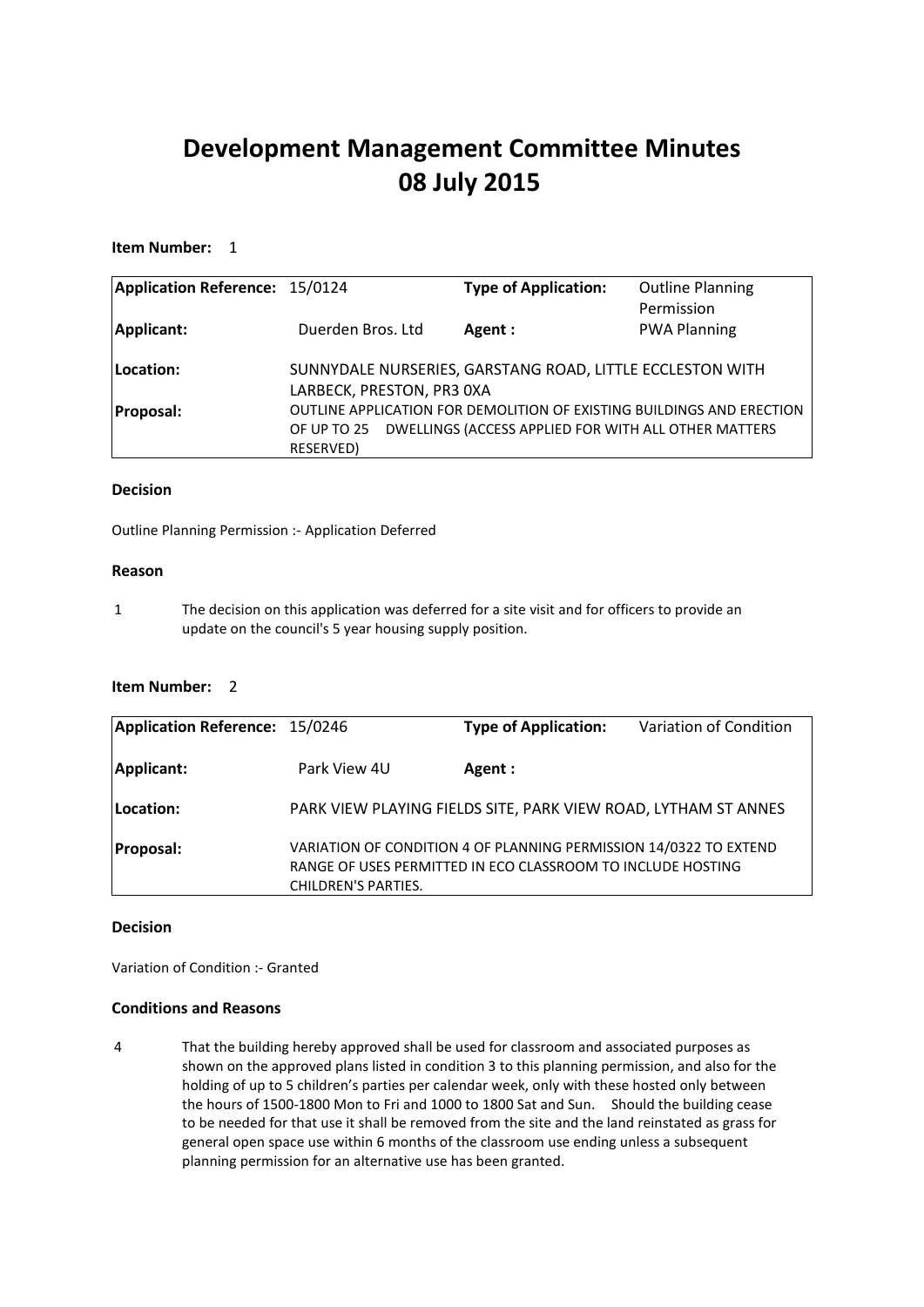# Development Management Committee Minutes
# 08 July 2015

**Item Number:** 1

| | | | |
|---|---|---|---|
| **Application Reference:** | 15/0124 | **Type of Application:** | Outline Planning Permission |
| **Applicant:** | Duerden Bros. Ltd | **Agent :** | PWA Planning |
| **Location:** | SUNNYDALE NURSERIES, GARSTANG ROAD, LITTLE ECCLESTON WITH LARBECK, PRESTON, PR3 0XA | | |
| **Proposal:** | OUTLINE APPLICATION FOR DEMOLITION OF EXISTING BUILDINGS AND ERECTION OF UP TO 25 DWELLINGS (ACCESS APPLIED FOR WITH ALL OTHER MATTERS RESERVED) | | |

**Decision**

Outline Planning Permission :- Application Deferred

**Reason**

1 The decision on this application was deferred for a site visit and for officers to provide an update on the council's 5 year housing supply position.

**Item Number:** 2

| | | | |
|---|---|---|---|
| **Application Reference:** | 15/0246 | **Type of Application:** | Variation of Condition |
| **Applicant:** | Park View 4U | **Agent :** | |
| **Location:** | PARK VIEW PLAYING FIELDS SITE, PARK VIEW ROAD, LYTHAM ST ANNES | | |
| **Proposal:** | VARIATION OF CONDITION 4 OF PLANNING PERMISSION 14/0322 TO EXTEND RANGE OF USES PERMITTED IN ECO CLASSROOM TO INCLUDE HOSTING CHILDREN'S PARTIES. | | |

**Decision**

Variation of Condition :- Granted

**Conditions and Reasons**

4 That the building hereby approved shall be used for classroom and associated purposes as shown on the approved plans listed in condition 3 to this planning permission, and also for the holding of up to 5 children's parties per calendar week, only with these hosted only between the hours of 1500-1800 Mon to Fri and 1000 to 1800 Sat and Sun. Should the building cease to be needed for that use it shall be removed from the site and the land reinstated as grass for general open space use within 6 months of the classroom use ending unless a subsequent planning permission for an alternative use has been granted.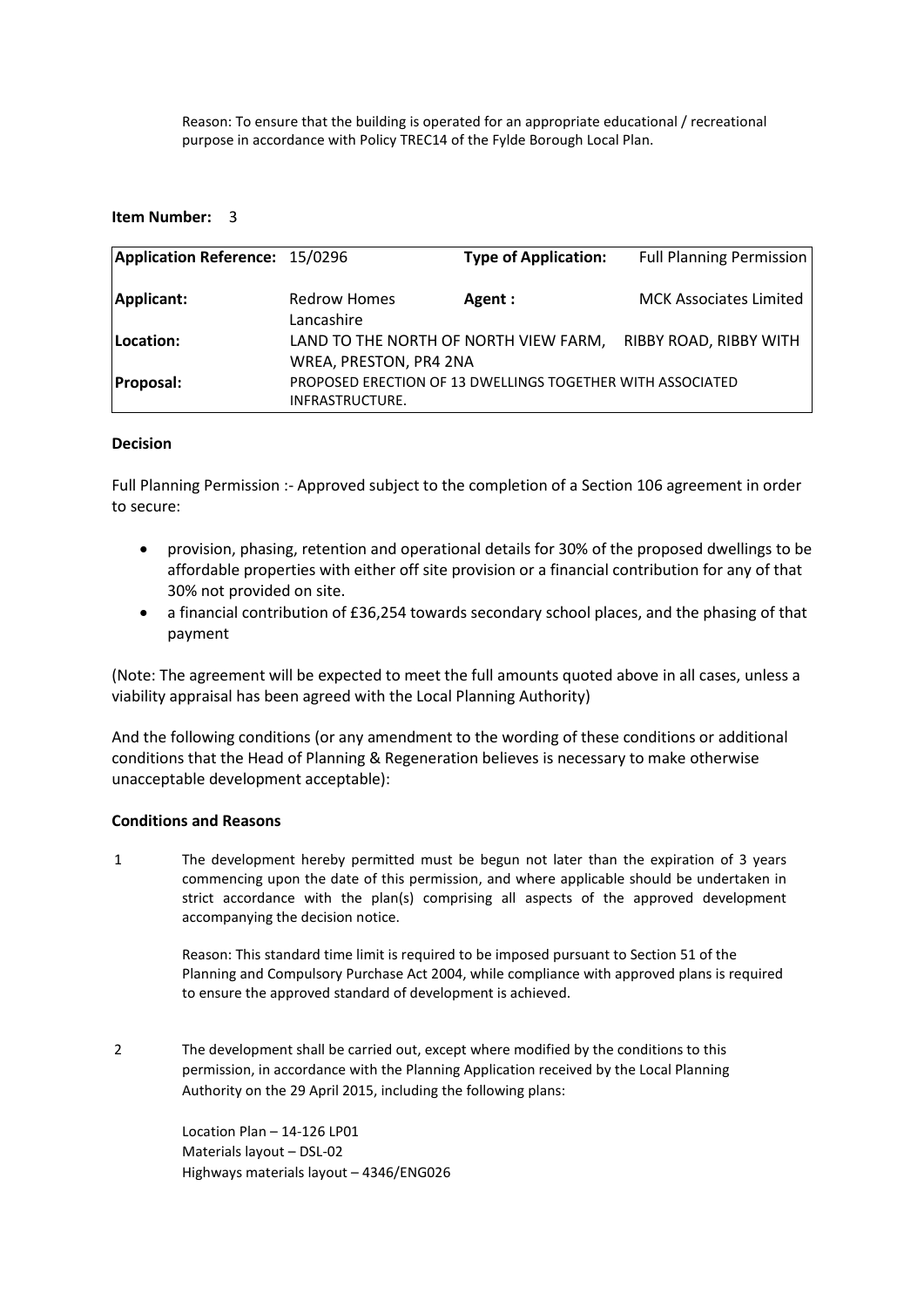Reason: To ensure that the building is operated for an appropriate educational / recreational purpose in accordance with Policy TREC14 of the Fylde Borough Local Plan.

**Item Number:** 3

| **Application Reference:** | 15/0296 | **Type of Application:** | Full Planning Permission |
|---|---|---|---|
| **Applicant:** | Redrow Homes Lancashire | **Agent :** | MCK Associates Limited |
| **Location:** | LAND TO THE NORTH OF NORTH VIEW FARM, RIBBY ROAD, RIBBY WITH WREA, PRESTON, PR4 2NA | | |
| **Proposal:** | PROPOSED ERECTION OF 13 DWELLINGS TOGETHER WITH ASSOCIATED INFRASTRUCTURE. | | |

**Decision**

Full Planning Permission :- Approved subject to the completion of a Section 106 agreement in order to secure:

- provision, phasing, retention and operational details for 30% of the proposed dwellings to be affordable properties with either off site provision or a financial contribution for any of that 30% not provided on site.
- a financial contribution of £36,254 towards secondary school places, and the phasing of that payment

(Note: The agreement will be expected to meet the full amounts quoted above in all cases, unless a viability appraisal has been agreed with the Local Planning Authority)

And the following conditions (or any amendment to the wording of these conditions or additional conditions that the Head of Planning & Regeneration believes is necessary to make otherwise unacceptable development acceptable):

**Conditions and Reasons**

1 The development hereby permitted must be begun not later than the expiration of 3 years commencing upon the date of this permission, and where applicable should be undertaken in strict accordance with the plan(s) comprising all aspects of the approved development accompanying the decision notice.

Reason: This standard time limit is required to be imposed pursuant to Section 51 of the Planning and Compulsory Purchase Act 2004, while compliance with approved plans is required to ensure the approved standard of development is achieved.

2 The development shall be carried out, except where modified by the conditions to this permission, in accordance with the Planning Application received by the Local Planning Authority on the 29 April 2015, including the following plans:

Location Plan – 14-126 LP01
Materials layout – DSL-02
Highways materials layout – 4346/ENG026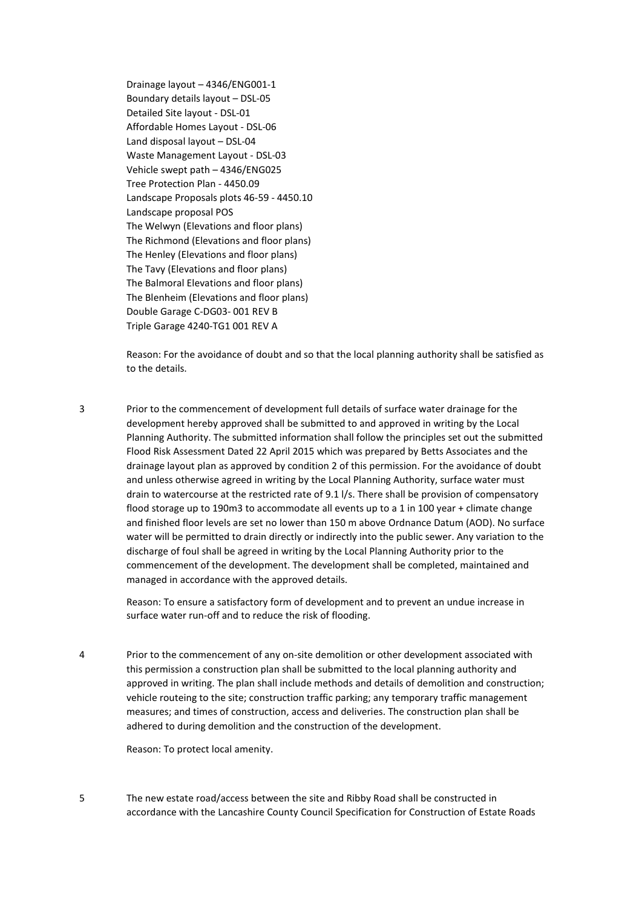Drainage layout – 4346/ENG001-1
Boundary details layout – DSL-05
Detailed Site layout - DSL-01
Affordable Homes Layout - DSL-06
Land disposal layout – DSL-04
Waste Management Layout - DSL-03
Vehicle swept path – 4346/ENG025
Tree Protection Plan - 4450.09
Landscape Proposals plots 46-59 - 4450.10
Landscape proposal POS
The Welwyn (Elevations and floor plans)
The Richmond (Elevations and floor plans)
The Henley (Elevations and floor plans)
The Tavy (Elevations and floor plans)
The Balmoral Elevations and floor plans)
The Blenheim (Elevations and floor plans)
Double Garage C-DG03- 001 REV B
Triple Garage 4240-TG1 001 REV A

Reason: For the avoidance of doubt and so that the local planning authority shall be satisfied as to the details.

3 Prior to the commencement of development full details of surface water drainage for the development hereby approved shall be submitted to and approved in writing by the Local Planning Authority. The submitted information shall follow the principles set out the submitted Flood Risk Assessment Dated 22 April 2015 which was prepared by Betts Associates and the drainage layout plan as approved by condition 2 of this permission. For the avoidance of doubt and unless otherwise agreed in writing by the Local Planning Authority, surface water must drain to watercourse at the restricted rate of 9.1 l/s. There shall be provision of compensatory flood storage up to 190m3 to accommodate all events up to a 1 in 100 year + climate change and finished floor levels are set no lower than 150 m above Ordnance Datum (AOD). No surface water will be permitted to drain directly or indirectly into the public sewer. Any variation to the discharge of foul shall be agreed in writing by the Local Planning Authority prior to the commencement of the development. The development shall be completed, maintained and managed in accordance with the approved details.

Reason: To ensure a satisfactory form of development and to prevent an undue increase in surface water run-off and to reduce the risk of flooding.

4 Prior to the commencement of any on-site demolition or other development associated with this permission a construction plan shall be submitted to the local planning authority and approved in writing. The plan shall include methods and details of demolition and construction; vehicle routeing to the site; construction traffic parking; any temporary traffic management measures; and times of construction, access and deliveries. The construction plan shall be adhered to during demolition and the construction of the development.

Reason: To protect local amenity.

5 The new estate road/access between the site and Ribby Road shall be constructed in accordance with the Lancashire County Council Specification for Construction of Estate Roads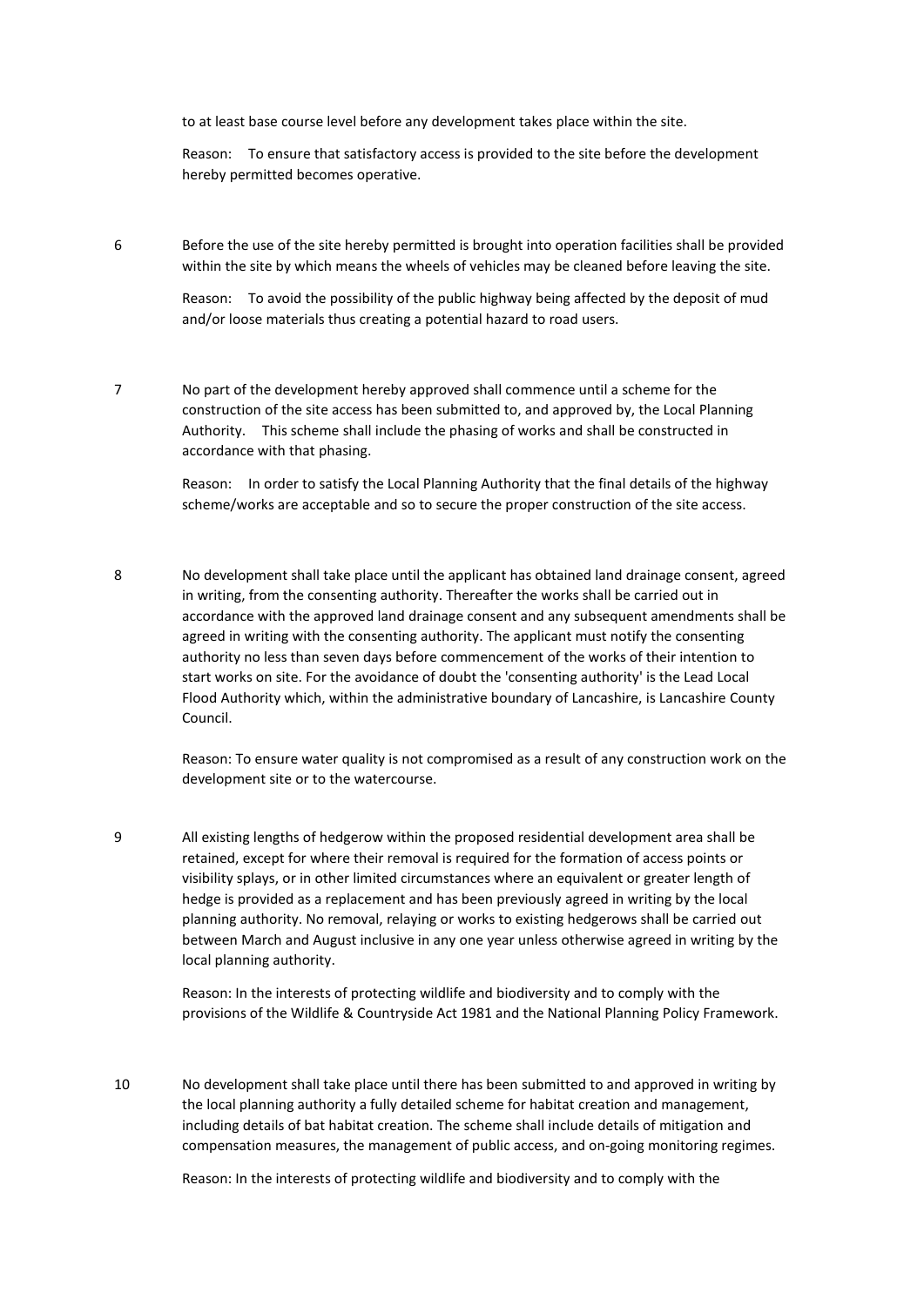to at least base course level before any development takes place within the site.

Reason: To ensure that satisfactory access is provided to the site before the development hereby permitted becomes operative.

6 Before the use of the site hereby permitted is brought into operation facilities shall be provided within the site by which means the wheels of vehicles may be cleaned before leaving the site.

Reason: To avoid the possibility of the public highway being affected by the deposit of mud and/or loose materials thus creating a potential hazard to road users.

7 No part of the development hereby approved shall commence until a scheme for the construction of the site access has been submitted to, and approved by, the Local Planning Authority. This scheme shall include the phasing of works and shall be constructed in accordance with that phasing.

Reason: In order to satisfy the Local Planning Authority that the final details of the highway scheme/works are acceptable and so to secure the proper construction of the site access.

8 No development shall take place until the applicant has obtained land drainage consent, agreed in writing, from the consenting authority. Thereafter the works shall be carried out in accordance with the approved land drainage consent and any subsequent amendments shall be agreed in writing with the consenting authority. The applicant must notify the consenting authority no less than seven days before commencement of the works of their intention to start works on site. For the avoidance of doubt the 'consenting authority' is the Lead Local Flood Authority which, within the administrative boundary of Lancashire, is Lancashire County Council.

Reason: To ensure water quality is not compromised as a result of any construction work on the development site or to the watercourse.

9 All existing lengths of hedgerow within the proposed residential development area shall be retained, except for where their removal is required for the formation of access points or visibility splays, or in other limited circumstances where an equivalent or greater length of hedge is provided as a replacement and has been previously agreed in writing by the local planning authority. No removal, relaying or works to existing hedgerows shall be carried out between March and August inclusive in any one year unless otherwise agreed in writing by the local planning authority.

Reason: In the interests of protecting wildlife and biodiversity and to comply with the provisions of the Wildlife & Countryside Act 1981 and the National Planning Policy Framework.

10 No development shall take place until there has been submitted to and approved in writing by the local planning authority a fully detailed scheme for habitat creation and management, including details of bat habitat creation. The scheme shall include details of mitigation and compensation measures, the management of public access, and on-going monitoring regimes.

Reason: In the interests of protecting wildlife and biodiversity and to comply with the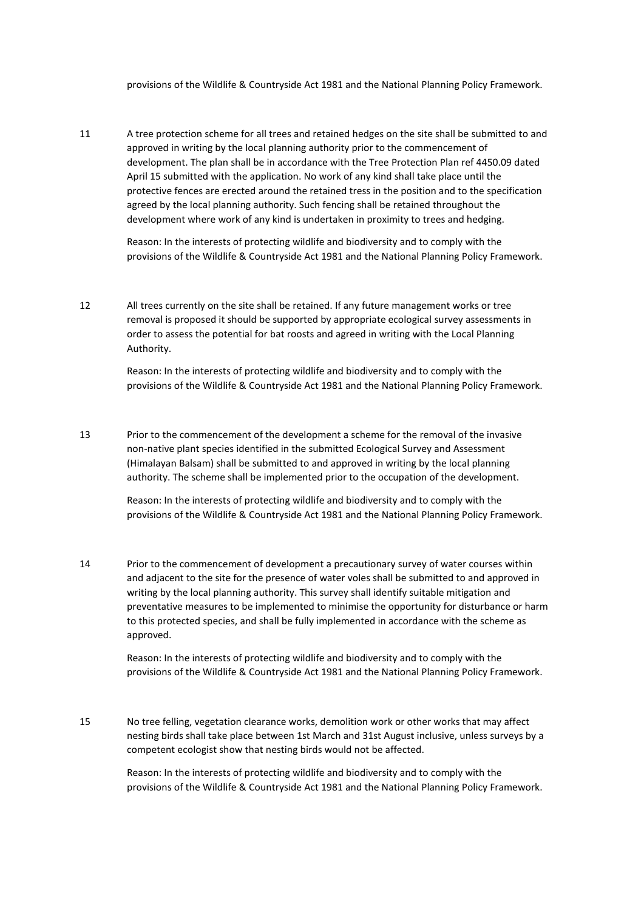provisions of the Wildlife & Countryside Act 1981 and the National Planning Policy Framework.

11 A tree protection scheme for all trees and retained hedges on the site shall be submitted to and approved in writing by the local planning authority prior to the commencement of development. The plan shall be in accordance with the Tree Protection Plan ref 4450.09 dated April 15 submitted with the application. No work of any kind shall take place until the protective fences are erected around the retained tress in the position and to the specification agreed by the local planning authority. Such fencing shall be retained throughout the development where work of any kind is undertaken in proximity to trees and hedging.

Reason: In the interests of protecting wildlife and biodiversity and to comply with the provisions of the Wildlife & Countryside Act 1981 and the National Planning Policy Framework.

12 All trees currently on the site shall be retained. If any future management works or tree removal is proposed it should be supported by appropriate ecological survey assessments in order to assess the potential for bat roosts and agreed in writing with the Local Planning Authority.

Reason: In the interests of protecting wildlife and biodiversity and to comply with the provisions of the Wildlife & Countryside Act 1981 and the National Planning Policy Framework.

13 Prior to the commencement of the development a scheme for the removal of the invasive non-native plant species identified in the submitted Ecological Survey and Assessment (Himalayan Balsam) shall be submitted to and approved in writing by the local planning authority. The scheme shall be implemented prior to the occupation of the development.

Reason: In the interests of protecting wildlife and biodiversity and to comply with the provisions of the Wildlife & Countryside Act 1981 and the National Planning Policy Framework.

14 Prior to the commencement of development a precautionary survey of water courses within and adjacent to the site for the presence of water voles shall be submitted to and approved in writing by the local planning authority. This survey shall identify suitable mitigation and preventative measures to be implemented to minimise the opportunity for disturbance or harm to this protected species, and shall be fully implemented in accordance with the scheme as approved.

Reason: In the interests of protecting wildlife and biodiversity and to comply with the provisions of the Wildlife & Countryside Act 1981 and the National Planning Policy Framework.

15 No tree felling, vegetation clearance works, demolition work or other works that may affect nesting birds shall take place between 1st March and 31st August inclusive, unless surveys by a competent ecologist show that nesting birds would not be affected.

Reason: In the interests of protecting wildlife and biodiversity and to comply with the provisions of the Wildlife & Countryside Act 1981 and the National Planning Policy Framework.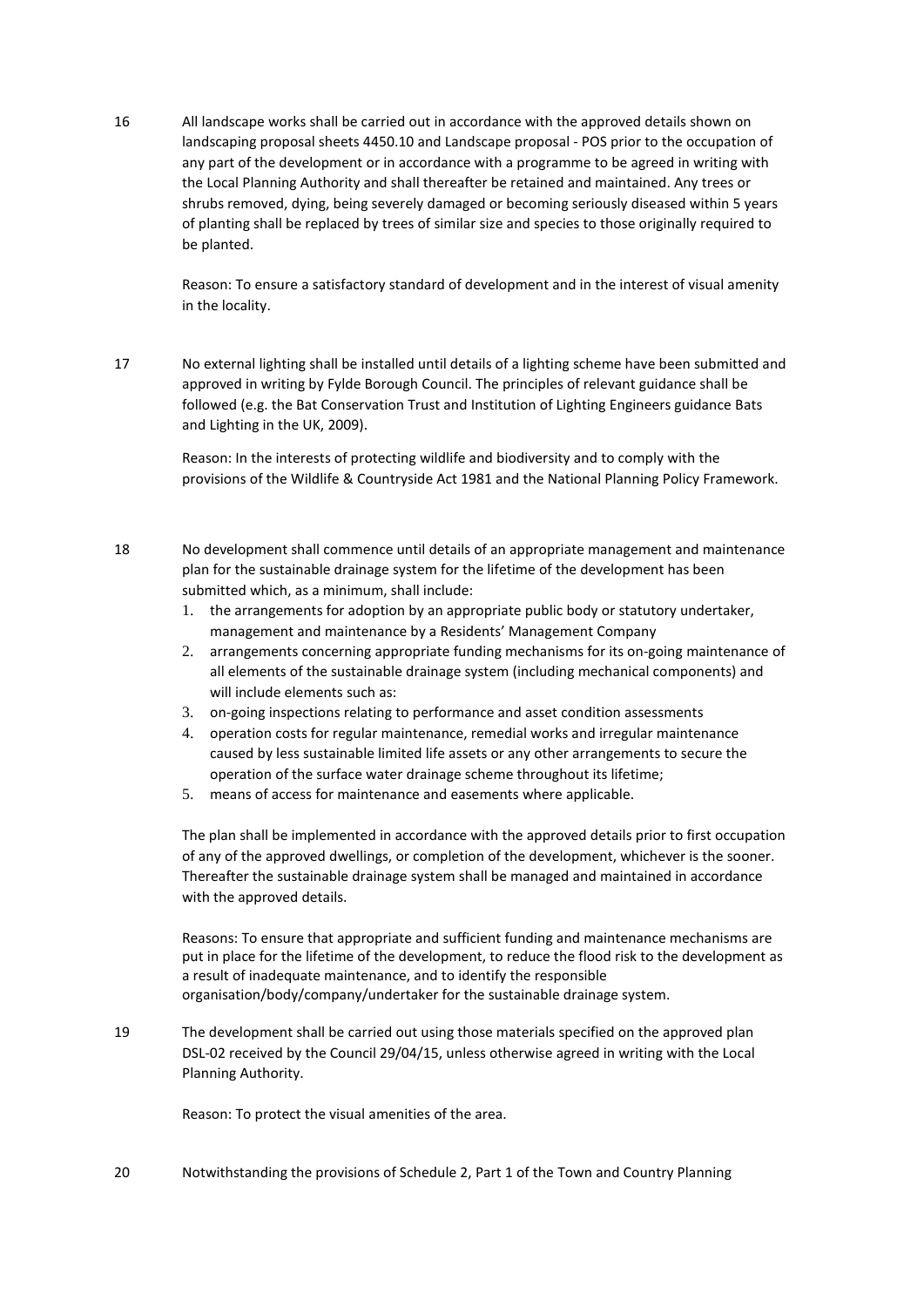16 All landscape works shall be carried out in accordance with the approved details shown on landscaping proposal sheets 4450.10 and Landscape proposal - POS prior to the occupation of any part of the development or in accordance with a programme to be agreed in writing with the Local Planning Authority and shall thereafter be retained and maintained. Any trees or shrubs removed, dying, being severely damaged or becoming seriously diseased within 5 years of planting shall be replaced by trees of similar size and species to those originally required to be planted.

Reason: To ensure a satisfactory standard of development and in the interest of visual amenity in the locality.

17 No external lighting shall be installed until details of a lighting scheme have been submitted and approved in writing by Fylde Borough Council. The principles of relevant guidance shall be followed (e.g. the Bat Conservation Trust and Institution of Lighting Engineers guidance Bats and Lighting in the UK, 2009).

Reason: In the interests of protecting wildlife and biodiversity and to comply with the provisions of the Wildlife & Countryside Act 1981 and the National Planning Policy Framework.

18 No development shall commence until details of an appropriate management and maintenance plan for the sustainable drainage system for the lifetime of the development has been submitted which, as a minimum, shall include:

1. the arrangements for adoption by an appropriate public body or statutory undertaker, management and maintenance by a Residents' Management Company
2. arrangements concerning appropriate funding mechanisms for its on-going maintenance of all elements of the sustainable drainage system (including mechanical components) and will include elements such as:
3. on-going inspections relating to performance and asset condition assessments
4. operation costs for regular maintenance, remedial works and irregular maintenance caused by less sustainable limited life assets or any other arrangements to secure the operation of the surface water drainage scheme throughout its lifetime;
5. means of access for maintenance and easements where applicable.

The plan shall be implemented in accordance with the approved details prior to first occupation of any of the approved dwellings, or completion of the development, whichever is the sooner. Thereafter the sustainable drainage system shall be managed and maintained in accordance with the approved details.

Reasons: To ensure that appropriate and sufficient funding and maintenance mechanisms are put in place for the lifetime of the development, to reduce the flood risk to the development as a result of inadequate maintenance, and to identify the responsible organisation/body/company/undertaker for the sustainable drainage system.

19 The development shall be carried out using those materials specified on the approved plan DSL-02 received by the Council 29/04/15, unless otherwise agreed in writing with the Local Planning Authority.

Reason: To protect the visual amenities of the area.

20 Notwithstanding the provisions of Schedule 2, Part 1 of the Town and Country Planning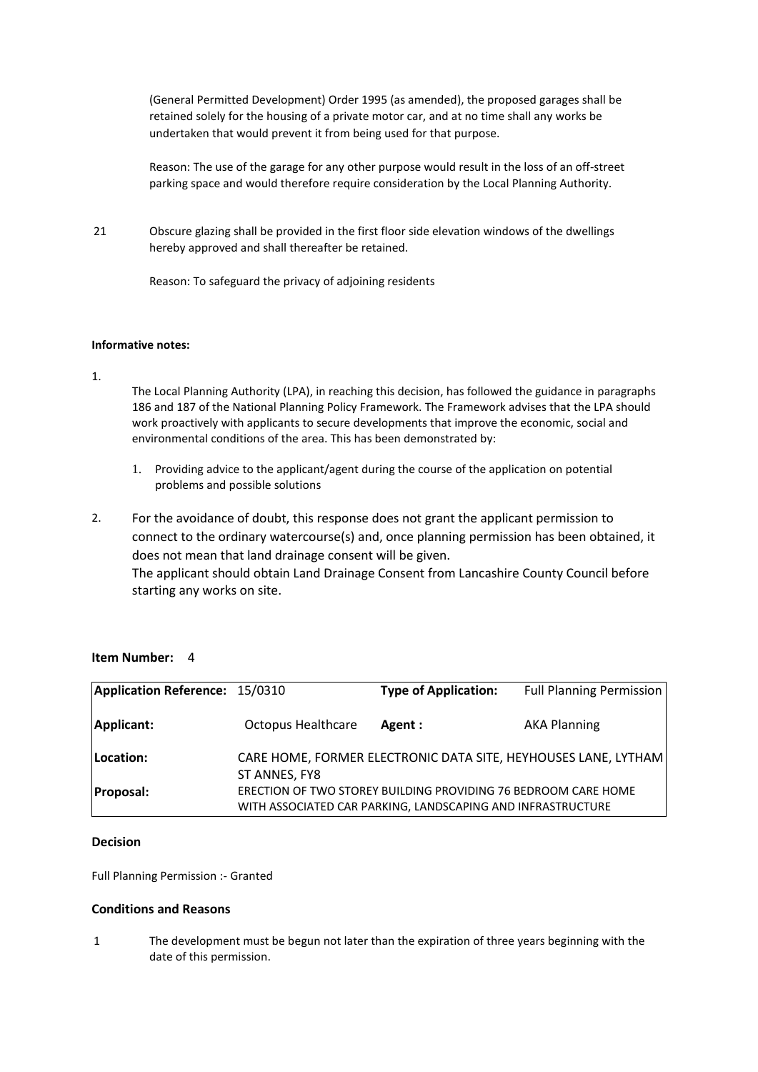(General Permitted Development) Order 1995 (as amended), the proposed garages shall be retained solely for the housing of a private motor car, and at no time shall any works be undertaken that would prevent it from being used for that purpose.

Reason: The use of the garage for any other purpose would result in the loss of an off-street parking space and would therefore require consideration by the Local Planning Authority.

21 Obscure glazing shall be provided in the first floor side elevation windows of the dwellings hereby approved and shall thereafter be retained.

Reason: To safeguard the privacy of adjoining residents

**Informative notes:**

1. The Local Planning Authority (LPA), in reaching this decision, has followed the guidance in paragraphs 186 and 187 of the National Planning Policy Framework. The Framework advises that the LPA should work proactively with applicants to secure developments that improve the economic, social and environmental conditions of the area. This has been demonstrated by:

   1. Providing advice to the applicant/agent during the course of the application on potential problems and possible solutions

2. For the avoidance of doubt, this response does not grant the applicant permission to connect to the ordinary watercourse(s) and, once planning permission has been obtained, it does not mean that land drainage consent will be given.
   The applicant should obtain Land Drainage Consent from Lancashire County Council before starting any works on site.

**Item Number:** 4

| **Application Reference:** | 15/0310 | **Type of Application:** | Full Planning Permission |
|---|---|---|---|
| **Applicant:** | Octopus Healthcare | **Agent :** | AKA Planning |
| **Location:** | CARE HOME, FORMER ELECTRONIC DATA SITE, HEYHOUSES LANE, LYTHAM ST ANNES, FY8 | | |
| **Proposal:** | ERECTION OF TWO STOREY BUILDING PROVIDING 76 BEDROOM CARE HOME WITH ASSOCIATED CAR PARKING, LANDSCAPING AND INFRASTRUCTURE | | |

**Decision**

Full Planning Permission :- Granted

**Conditions and Reasons**

1 The development must be begun not later than the expiration of three years beginning with the date of this permission.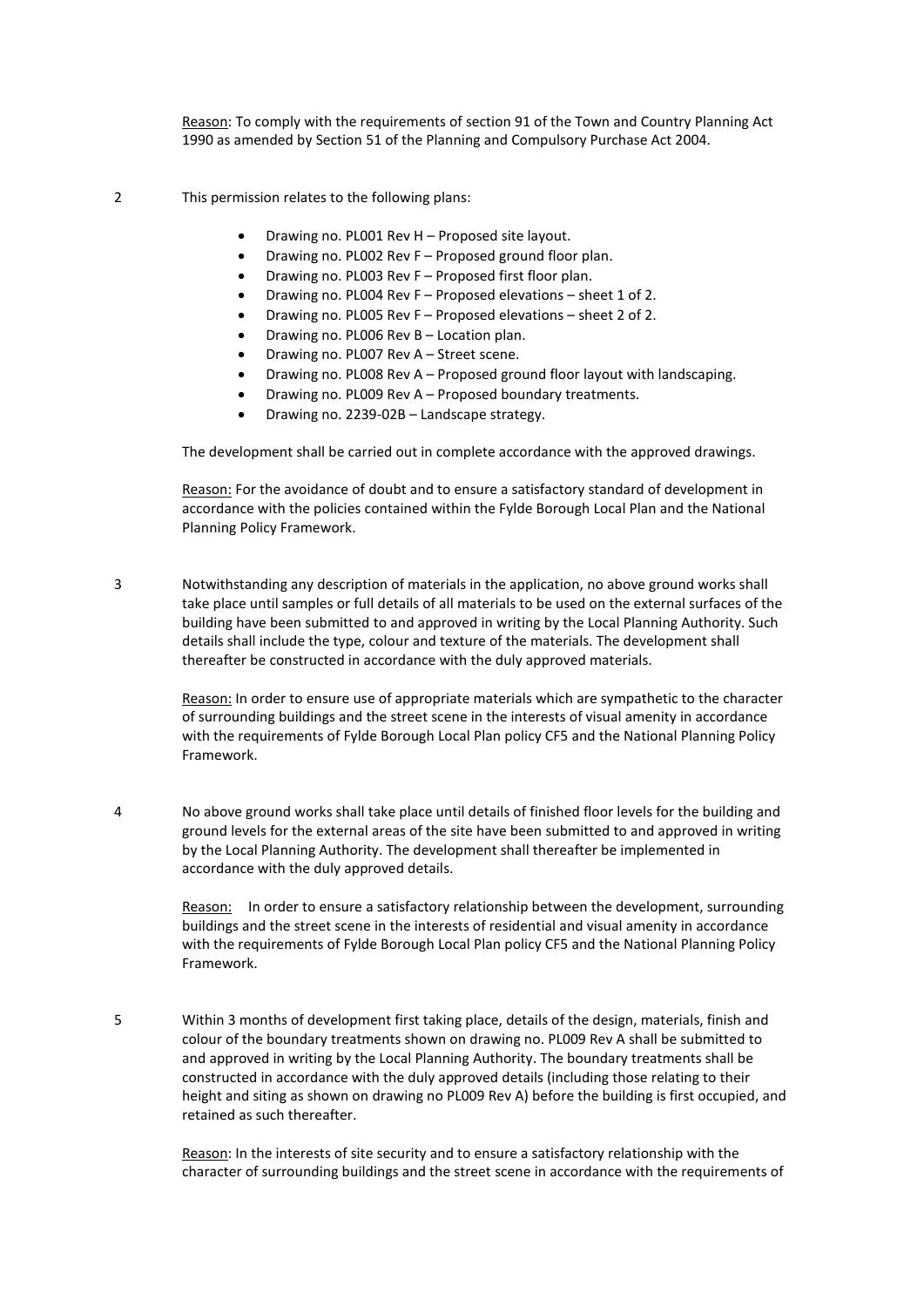Reason: To comply with the requirements of section 91 of the Town and Country Planning Act 1990 as amended by Section 51 of the Planning and Compulsory Purchase Act 2004.

2 This permission relates to the following plans:

- Drawing no. PL001 Rev H – Proposed site layout.
- Drawing no. PL002 Rev F – Proposed ground floor plan.
- Drawing no. PL003 Rev F – Proposed first floor plan.
- Drawing no. PL004 Rev F – Proposed elevations – sheet 1 of 2.
- Drawing no. PL005 Rev F – Proposed elevations – sheet 2 of 2.
- Drawing no. PL006 Rev B – Location plan.
- Drawing no. PL007 Rev A – Street scene.
- Drawing no. PL008 Rev A – Proposed ground floor layout with landscaping.
- Drawing no. PL009 Rev A – Proposed boundary treatments.
- Drawing no. 2239-02B – Landscape strategy.

The development shall be carried out in complete accordance with the approved drawings.

Reason: For the avoidance of doubt and to ensure a satisfactory standard of development in accordance with the policies contained within the Fylde Borough Local Plan and the National Planning Policy Framework.

3 Notwithstanding any description of materials in the application, no above ground works shall take place until samples or full details of all materials to be used on the external surfaces of the building have been submitted to and approved in writing by the Local Planning Authority. Such details shall include the type, colour and texture of the materials. The development shall thereafter be constructed in accordance with the duly approved materials.

Reason: In order to ensure use of appropriate materials which are sympathetic to the character of surrounding buildings and the street scene in the interests of visual amenity in accordance with the requirements of Fylde Borough Local Plan policy CF5 and the National Planning Policy Framework.

4 No above ground works shall take place until details of finished floor levels for the building and ground levels for the external areas of the site have been submitted to and approved in writing by the Local Planning Authority. The development shall thereafter be implemented in accordance with the duly approved details.

Reason: In order to ensure a satisfactory relationship between the development, surrounding buildings and the street scene in the interests of residential and visual amenity in accordance with the requirements of Fylde Borough Local Plan policy CF5 and the National Planning Policy Framework.

5 Within 3 months of development first taking place, details of the design, materials, finish and colour of the boundary treatments shown on drawing no. PL009 Rev A shall be submitted to and approved in writing by the Local Planning Authority. The boundary treatments shall be constructed in accordance with the duly approved details (including those relating to their height and siting as shown on drawing no PL009 Rev A) before the building is first occupied, and retained as such thereafter.

Reason: In the interests of site security and to ensure a satisfactory relationship with the character of surrounding buildings and the street scene in accordance with the requirements of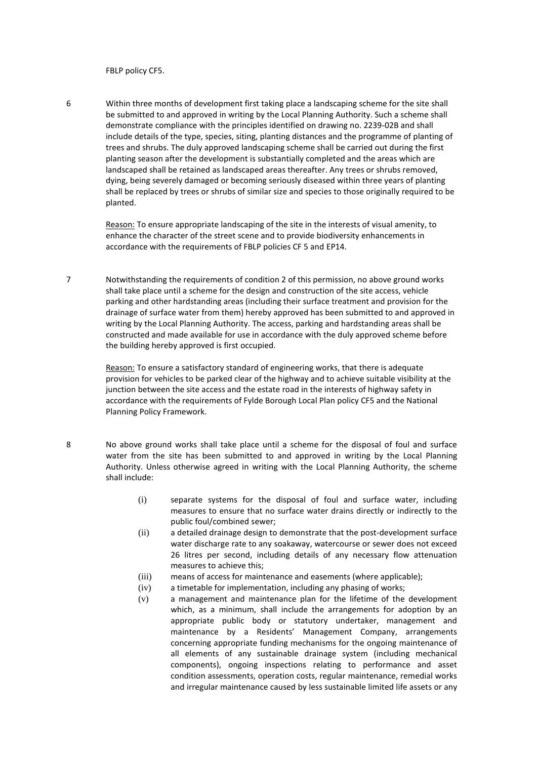FBLP policy CF5.

6 Within three months of development first taking place a landscaping scheme for the site shall be submitted to and approved in writing by the Local Planning Authority. Such a scheme shall demonstrate compliance with the principles identified on drawing no. 2239-02B and shall include details of the type, species, siting, planting distances and the programme of planting of trees and shrubs. The duly approved landscaping scheme shall be carried out during the first planting season after the development is substantially completed and the areas which are landscaped shall be retained as landscaped areas thereafter. Any trees or shrubs removed, dying, being severely damaged or becoming seriously diseased within three years of planting shall be replaced by trees or shrubs of similar size and species to those originally required to be planted.

Reason: To ensure appropriate landscaping of the site in the interests of visual amenity, to enhance the character of the street scene and to provide biodiversity enhancements in accordance with the requirements of FBLP policies CF 5 and EP14.

7 Notwithstanding the requirements of condition 2 of this permission, no above ground works shall take place until a scheme for the design and construction of the site access, vehicle parking and other hardstanding areas (including their surface treatment and provision for the drainage of surface water from them) hereby approved has been submitted to and approved in writing by the Local Planning Authority. The access, parking and hardstanding areas shall be constructed and made available for use in accordance with the duly approved scheme before the building hereby approved is first occupied.

Reason: To ensure a satisfactory standard of engineering works, that there is adequate provision for vehicles to be parked clear of the highway and to achieve suitable visibility at the junction between the site access and the estate road in the interests of highway safety in accordance with the requirements of Fylde Borough Local Plan policy CF5 and the National Planning Policy Framework.

8 No above ground works shall take place until a scheme for the disposal of foul and surface water from the site has been submitted to and approved in writing by the Local Planning Authority. Unless otherwise agreed in writing with the Local Planning Authority, the scheme shall include:

- (i) separate systems for the disposal of foul and surface water, including measures to ensure that no surface water drains directly or indirectly to the public foul/combined sewer;
- (ii) a detailed drainage design to demonstrate that the post-development surface water discharge rate to any soakaway, watercourse or sewer does not exceed 26 litres per second, including details of any necessary flow attenuation measures to achieve this;
- (iii) means of access for maintenance and easements (where applicable);
- (iv) a timetable for implementation, including any phasing of works;
- (v) a management and maintenance plan for the lifetime of the development which, as a minimum, shall include the arrangements for adoption by an appropriate public body or statutory undertaker, management and maintenance by a Residents' Management Company, arrangements concerning appropriate funding mechanisms for the ongoing maintenance of all elements of any sustainable drainage system (including mechanical components), ongoing inspections relating to performance and asset condition assessments, operation costs, regular maintenance, remedial works and irregular maintenance caused by less sustainable limited life assets or any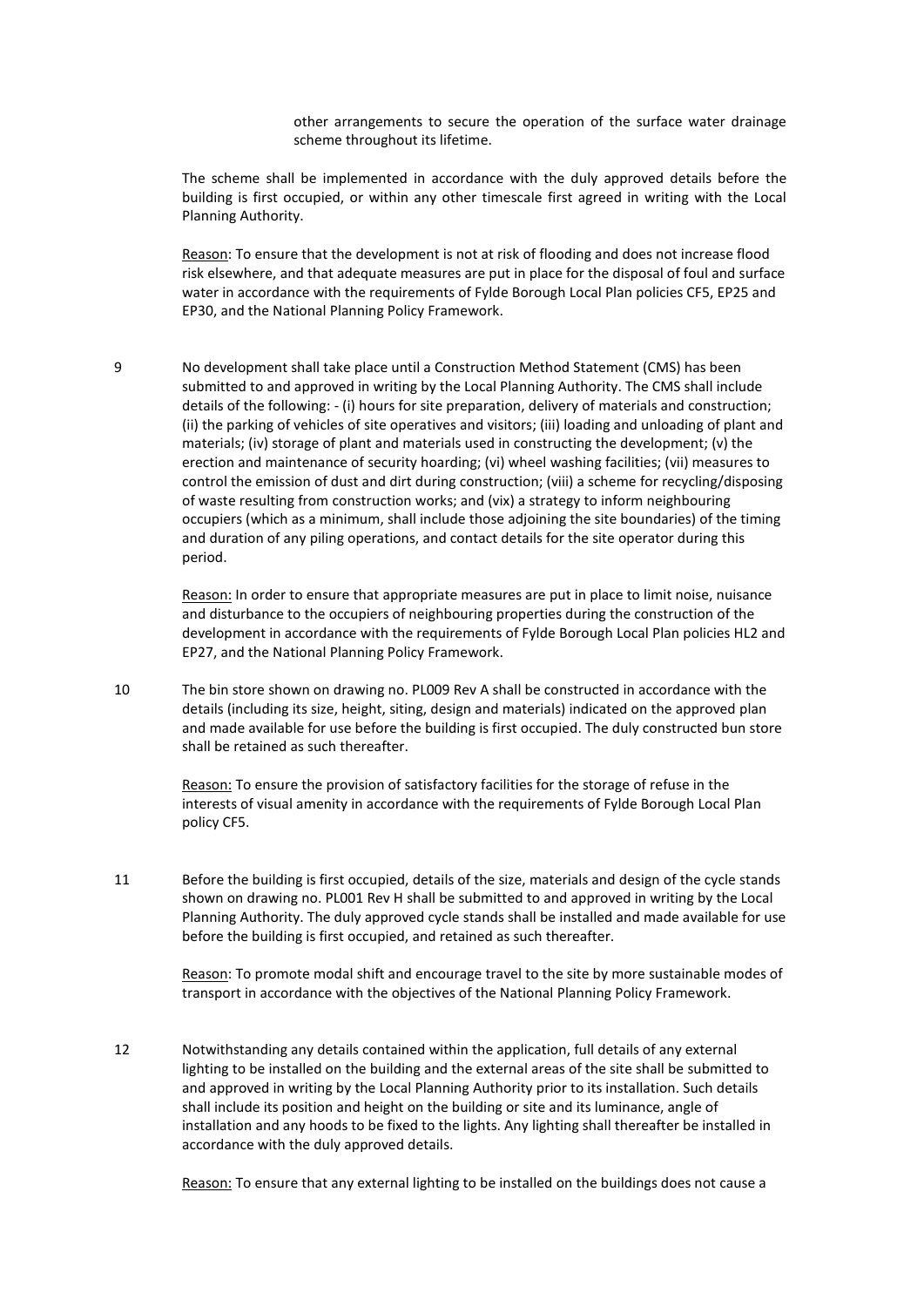other arrangements to secure the operation of the surface water drainage scheme throughout its lifetime.

The scheme shall be implemented in accordance with the duly approved details before the building is first occupied, or within any other timescale first agreed in writing with the Local Planning Authority.

Reason: To ensure that the development is not at risk of flooding and does not increase flood risk elsewhere, and that adequate measures are put in place for the disposal of foul and surface water in accordance with the requirements of Fylde Borough Local Plan policies CF5, EP25 and EP30, and the National Planning Policy Framework.

9 No development shall take place until a Construction Method Statement (CMS) has been submitted to and approved in writing by the Local Planning Authority. The CMS shall include details of the following: - (i) hours for site preparation, delivery of materials and construction; (ii) the parking of vehicles of site operatives and visitors; (iii) loading and unloading of plant and materials; (iv) storage of plant and materials used in constructing the development; (v) the erection and maintenance of security hoarding; (vi) wheel washing facilities; (vii) measures to control the emission of dust and dirt during construction; (viii) a scheme for recycling/disposing of waste resulting from construction works; and (vix) a strategy to inform neighbouring occupiers (which as a minimum, shall include those adjoining the site boundaries) of the timing and duration of any piling operations, and contact details for the site operator during this period.

Reason: In order to ensure that appropriate measures are put in place to limit noise, nuisance and disturbance to the occupiers of neighbouring properties during the construction of the development in accordance with the requirements of Fylde Borough Local Plan policies HL2 and EP27, and the National Planning Policy Framework.

10 The bin store shown on drawing no. PL009 Rev A shall be constructed in accordance with the details (including its size, height, siting, design and materials) indicated on the approved plan and made available for use before the building is first occupied. The duly constructed bun store shall be retained as such thereafter.

Reason: To ensure the provision of satisfactory facilities for the storage of refuse in the interests of visual amenity in accordance with the requirements of Fylde Borough Local Plan policy CF5.

11 Before the building is first occupied, details of the size, materials and design of the cycle stands shown on drawing no. PL001 Rev H shall be submitted to and approved in writing by the Local Planning Authority. The duly approved cycle stands shall be installed and made available for use before the building is first occupied, and retained as such thereafter.

Reason: To promote modal shift and encourage travel to the site by more sustainable modes of transport in accordance with the objectives of the National Planning Policy Framework.

12 Notwithstanding any details contained within the application, full details of any external lighting to be installed on the building and the external areas of the site shall be submitted to and approved in writing by the Local Planning Authority prior to its installation. Such details shall include its position and height on the building or site and its luminance, angle of installation and any hoods to be fixed to the lights. Any lighting shall thereafter be installed in accordance with the duly approved details.

Reason: To ensure that any external lighting to be installed on the buildings does not cause a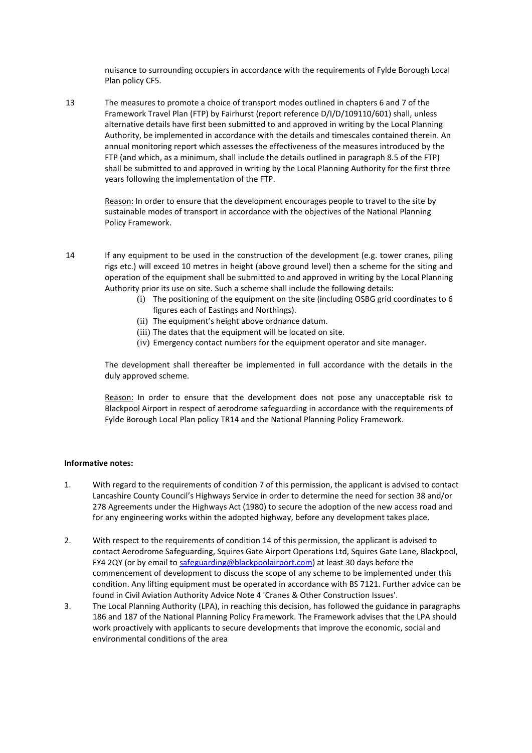nuisance to surrounding occupiers in accordance with the requirements of Fylde Borough Local Plan policy CF5.

13 The measures to promote a choice of transport modes outlined in chapters 6 and 7 of the Framework Travel Plan (FTP) by Fairhurst (report reference D/I/D/109110/601) shall, unless alternative details have first been submitted to and approved in writing by the Local Planning Authority, be implemented in accordance with the details and timescales contained therein. An annual monitoring report which assesses the effectiveness of the measures introduced by the FTP (and which, as a minimum, shall include the details outlined in paragraph 8.5 of the FTP) shall be submitted to and approved in writing by the Local Planning Authority for the first three years following the implementation of the FTP.

Reason: In order to ensure that the development encourages people to travel to the site by sustainable modes of transport in accordance with the objectives of the National Planning Policy Framework.

14 If any equipment to be used in the construction of the development (e.g. tower cranes, piling rigs etc.) will exceed 10 metres in height (above ground level) then a scheme for the siting and operation of the equipment shall be submitted to and approved in writing by the Local Planning Authority prior its use on site. Such a scheme shall include the following details:

(i) The positioning of the equipment on the site (including OSBG grid coordinates to 6 figures each of Eastings and Northings).
(ii) The equipment's height above ordnance datum.
(iii) The dates that the equipment will be located on site.
(iv) Emergency contact numbers for the equipment operator and site manager.

The development shall thereafter be implemented in full accordance with the details in the duly approved scheme.

Reason: In order to ensure that the development does not pose any unacceptable risk to Blackpool Airport in respect of aerodrome safeguarding in accordance with the requirements of Fylde Borough Local Plan policy TR14 and the National Planning Policy Framework.

**Informative notes:**

1. With regard to the requirements of condition 7 of this permission, the applicant is advised to contact Lancashire County Council's Highways Service in order to determine the need for section 38 and/or 278 Agreements under the Highways Act (1980) to secure the adoption of the new access road and for any engineering works within the adopted highway, before any development takes place.

2. With respect to the requirements of condition 14 of this permission, the applicant is advised to contact Aerodrome Safeguarding, Squires Gate Airport Operations Ltd, Squires Gate Lane, Blackpool, FY4 2QY (or by email to safeguarding@blackpoolairport.com) at least 30 days before the commencement of development to discuss the scope of any scheme to be implemented under this condition. Any lifting equipment must be operated in accordance with BS 7121. Further advice can be found in Civil Aviation Authority Advice Note 4 'Cranes & Other Construction Issues'.

3. The Local Planning Authority (LPA), in reaching this decision, has followed the guidance in paragraphs 186 and 187 of the National Planning Policy Framework. The Framework advises that the LPA should work proactively with applicants to secure developments that improve the economic, social and environmental conditions of the area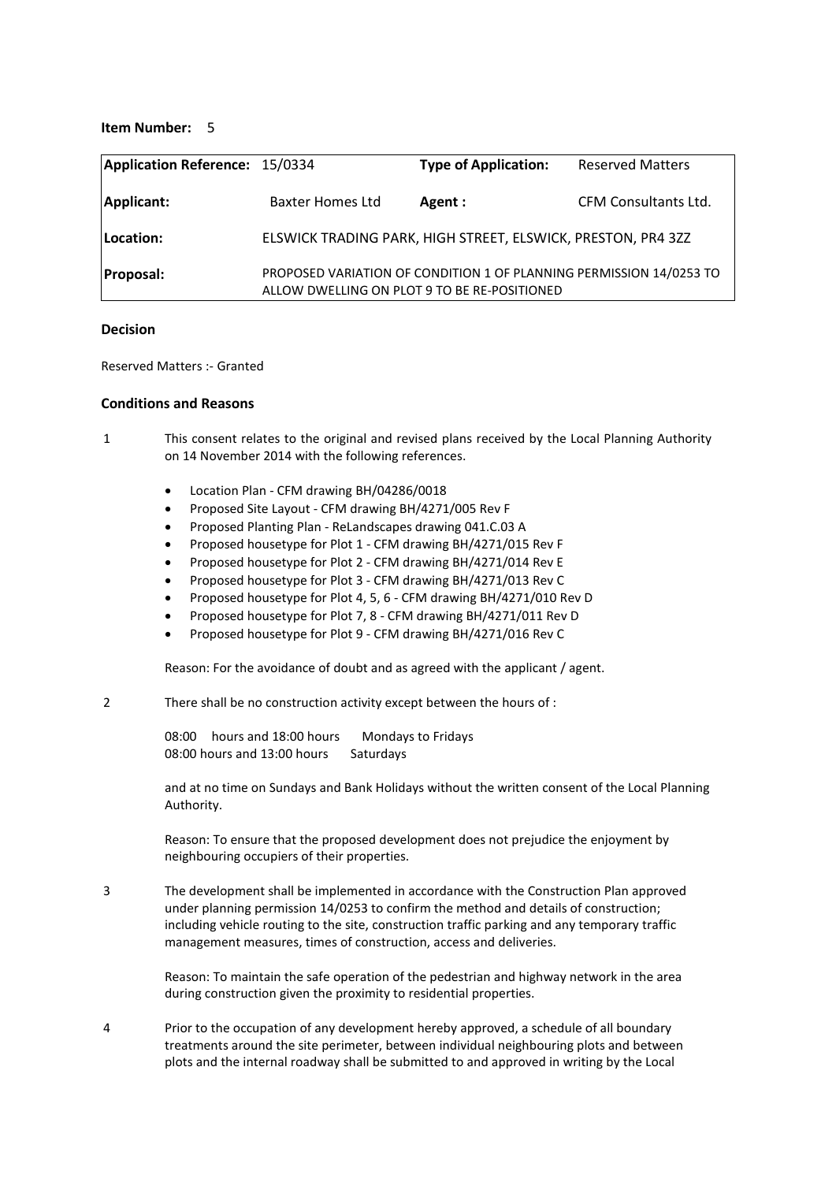**Item Number:** 5

| **Application Reference:** 15/0334 | | **Type of Application:** | Reserved Matters |
|---|---|---|---|
| **Applicant:** | Baxter Homes Ltd | **Agent :** | CFM Consultants Ltd. |
| **Location:** | ELSWICK TRADING PARK, HIGH STREET, ELSWICK, PRESTON, PR4 3ZZ | | |
| **Proposal:** | PROPOSED VARIATION OF CONDITION 1 OF PLANNING PERMISSION 14/0253 TO ALLOW DWELLING ON PLOT 9 TO BE RE-POSITIONED | | |

**Decision**

Reserved Matters :- Granted

**Conditions and Reasons**

1 This consent relates to the original and revised plans received by the Local Planning Authority on 14 November 2014 with the following references.

- Location Plan - CFM drawing BH/04286/0018
- Proposed Site Layout - CFM drawing BH/4271/005 Rev F
- Proposed Planting Plan - ReLandscapes drawing 041.C.03 A
- Proposed housetype for Plot 1 - CFM drawing BH/4271/015 Rev F
- Proposed housetype for Plot 2 - CFM drawing BH/4271/014 Rev E
- Proposed housetype for Plot 3 - CFM drawing BH/4271/013 Rev C
- Proposed housetype for Plot 4, 5, 6 - CFM drawing BH/4271/010 Rev D
- Proposed housetype for Plot 7, 8 - CFM drawing BH/4271/011 Rev D
- Proposed housetype for Plot 9 - CFM drawing BH/4271/016 Rev C

Reason: For the avoidance of doubt and as agreed with the applicant / agent.

2 There shall be no construction activity except between the hours of :

08:00 hours and 18:00 hours Mondays to Fridays
08:00 hours and 13:00 hours Saturdays

and at no time on Sundays and Bank Holidays without the written consent of the Local Planning Authority.

Reason: To ensure that the proposed development does not prejudice the enjoyment by neighbouring occupiers of their properties.

3 The development shall be implemented in accordance with the Construction Plan approved under planning permission 14/0253 to confirm the method and details of construction; including vehicle routing to the site, construction traffic parking and any temporary traffic management measures, times of construction, access and deliveries.

Reason: To maintain the safe operation of the pedestrian and highway network in the area during construction given the proximity to residential properties.

4 Prior to the occupation of any development hereby approved, a schedule of all boundary treatments around the site perimeter, between individual neighbouring plots and between plots and the internal roadway shall be submitted to and approved in writing by the Local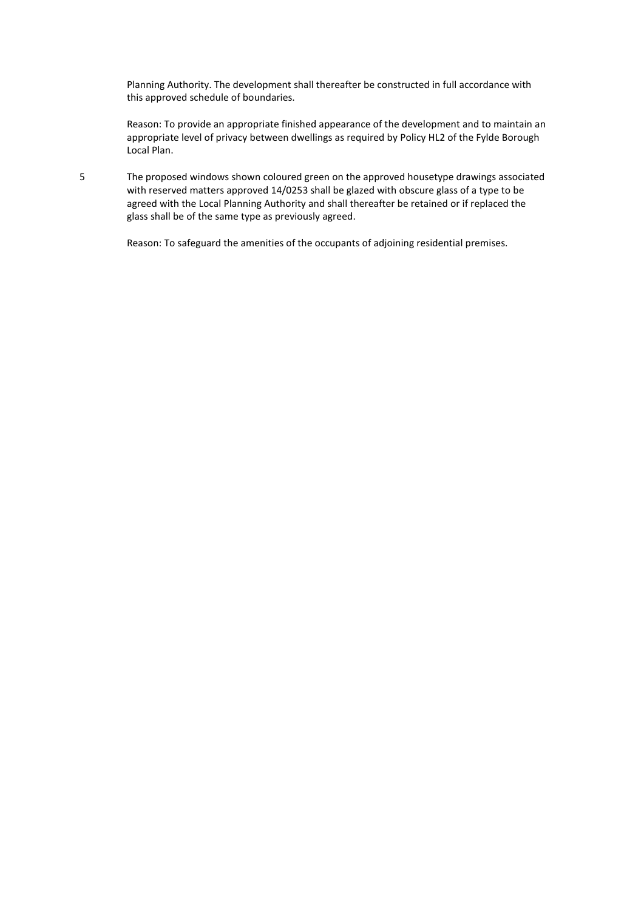Planning Authority. The development shall thereafter be constructed in full accordance with this approved schedule of boundaries.

Reason: To provide an appropriate finished appearance of the development and to maintain an appropriate level of privacy between dwellings as required by Policy HL2 of the Fylde Borough Local Plan.

5. The proposed windows shown coloured green on the approved housetype drawings associated with reserved matters approved 14/0253 shall be glazed with obscure glass of a type to be agreed with the Local Planning Authority and shall thereafter be retained or if replaced the glass shall be of the same type as previously agreed.

   Reason: To safeguard the amenities of the occupants of adjoining residential premises.